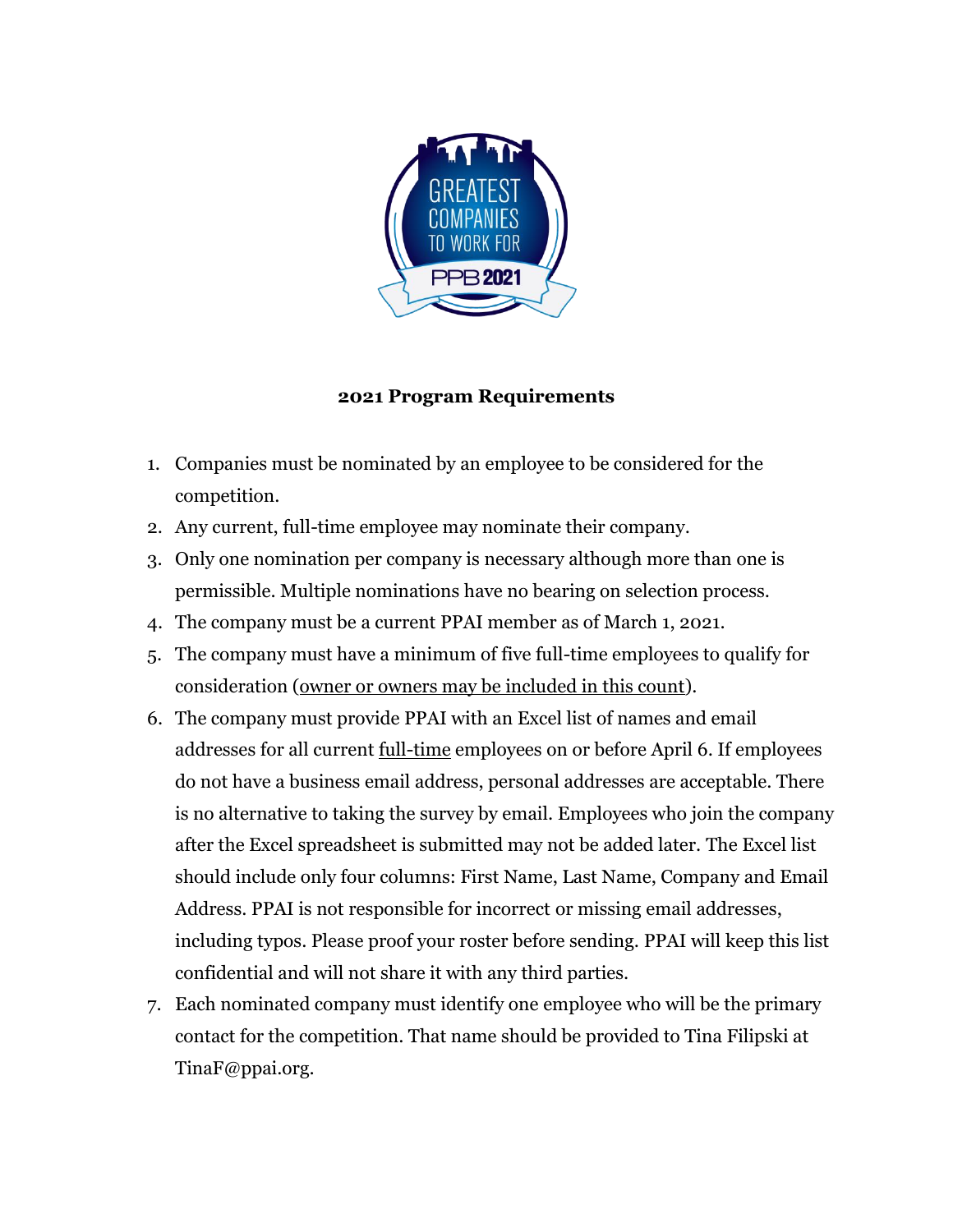## 2021 Program Requirements

1. Companies must be nominated by an employee to be considered for the competition.
2. Any current, full-time employee may nominate their company.
3. Only one nomination per company is necessary although more than one is permissible. Multiple nominations have no bearing on selection process.
4. The company must be a current PPAI member as of March 1, 2021.
5. The company must have a minimum of five full-time employees to qualify for consideration (owner or owners may be included in this count).
6. The company must provide PPAI with an Excel list of names and email addresses for all current full-time employees on or before April 6. If employees do not have a business email address, personal addresses are acceptable. There is no alternative to taking the survey by email. Employees who join the company after the Excel spreadsheet is submitted may not be added later. The Excel list should include only four columns: First Name, Last Name, Company and Email Address. PPAI is not responsible for incorrect or missing email addresses, including typos. Please proof your roster before sending. PPAI will keep this list confidential and will not share it with any third parties.
7. Each nominated company must identify one employee who will be the primary contact for the competition. That name should be provided to Tina Filipski at TinaF@ppai.org.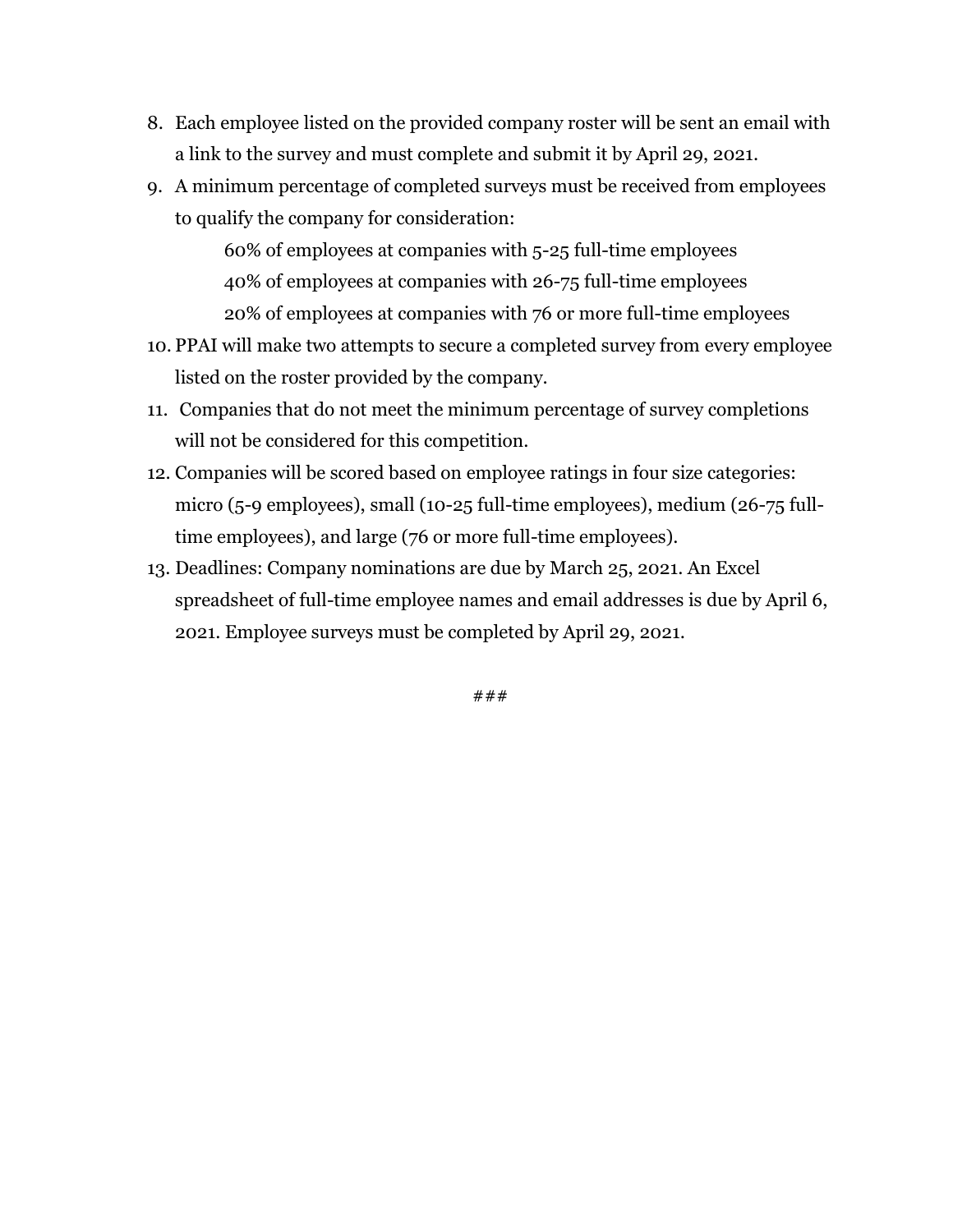8. Each employee listed on the provided company roster will be sent an email with a link to the survey and must complete and submit it by April 29, 2021.
9. A minimum percentage of completed surveys must be received from employees to qualify the company for consideration:

   60% of employees at companies with 5-25 full-time employees

   40% of employees at companies with 26-75 full-time employees

   20% of employees at companies with 76 or more full-time employees
10. PPAI will make two attempts to secure a completed survey from every employee listed on the roster provided by the company.
11. Companies that do not meet the minimum percentage of survey completions will not be considered for this competition.
12. Companies will be scored based on employee ratings in four size categories: micro (5-9 employees), small (10-25 full-time employees), medium (26-75 full-time employees), and large (76 or more full-time employees).
13. Deadlines: Company nominations are due by March 25, 2021. An Excel spreadsheet of full-time employee names and email addresses is due by April 6, 2021. Employee surveys must be completed by April 29, 2021.

###